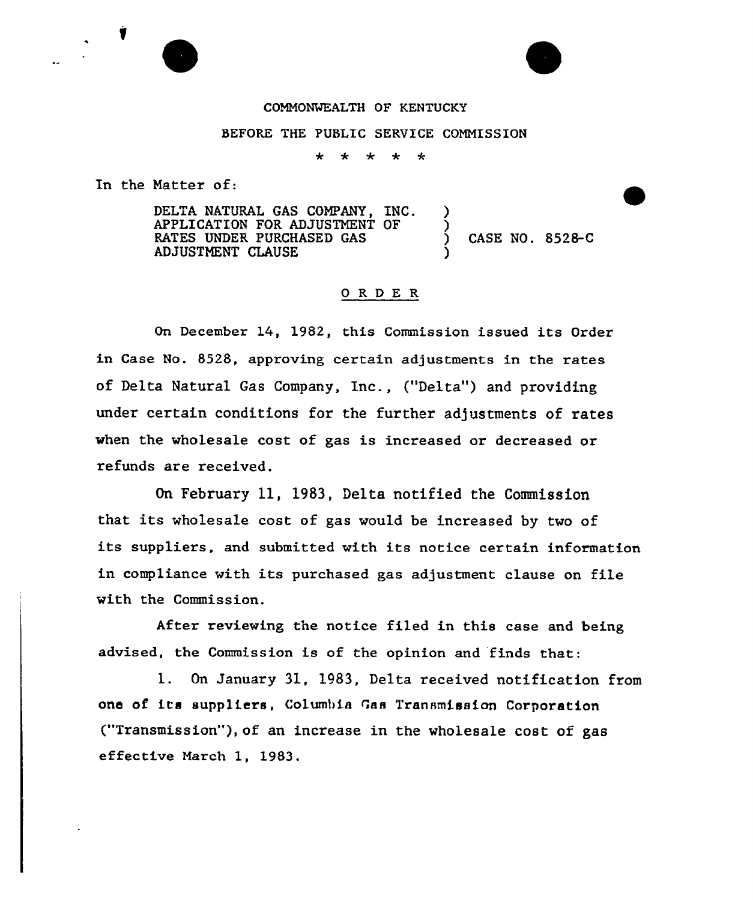COMMONWEALTH OF KENTUCKY

BEFORE THE PUBLIC SERVICE COMMISSION

\* \* \* \* \*

In the Matter of:

| | | |
|---|---|---|
| DELTA NATURAL GAS COMPANY, INC. APPLICATION FOR ADJUSTMENT OF RATES UNDER PURCHASED GAS ADJUSTMENT CLAUSE | ) ) ) ) | CASE NO. 8528-C |

## ORDER

On December 14, 1982, this Commission issued its Order in Case No. 8528, approving certain adjustments in the rates of Delta Natural Gas Company, Inc., ("Delta") and providing under certain conditions for the further adjustments of rates when the wholesale cost of gas is increased or decreased or refunds are received.

On February 11, 1983, Delta notified the Commission that its wholesale cost of gas would be increased by two of its suppliers, and submitted with its notice certain information in compliance with its purchased gas adjustment clause on file with the Commission.

After reviewing the notice filed in this case and being advised, the Commission is of the opinion and finds that:

1. On January 31, 1983, Delta received notification from one of its suppliers, Columbia Gas Transmission Corporation ("Transmission"), of an increase in the wholesale cost of gas effective March 1, 1983.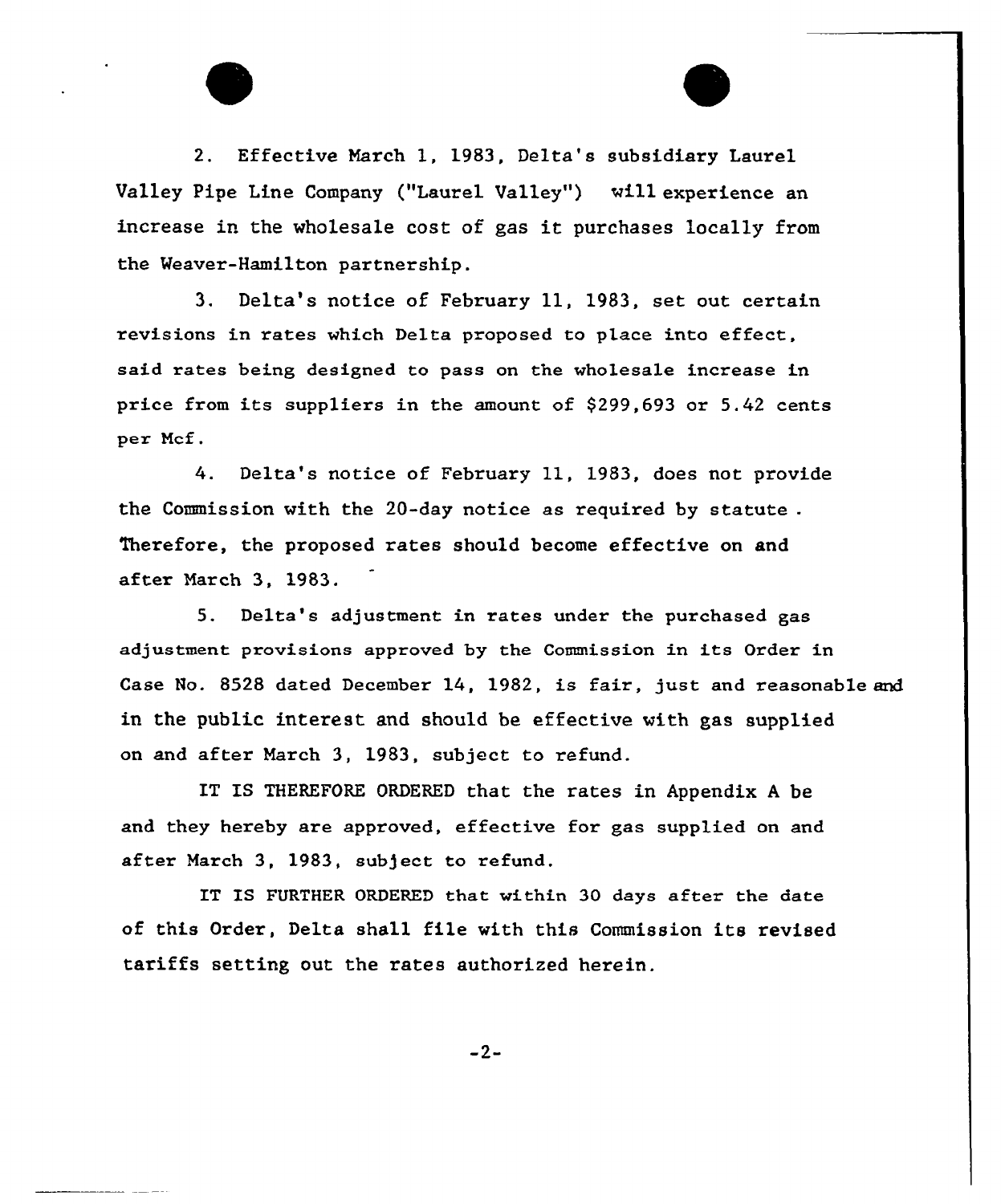2. Effective March 1, 1983, Delta's subsidiary Laurel Valley Pipe Line Company ("Laurel Valley") will experience an increase in the wholesale cost of gas it purchases locally from the Weaver-Hamilton partnership.

3. Delta's notice of February 11, 1983, set out certain revisions in rates which Delta proposed to place into effect, said rates being designed to pass on the wholesale increase in price from its suppliers in the amount of $299,693 or 5.42 cents per Mcf.

4. Delta's notice of February 11, 1983, does not provide the Commission with the 20-day notice as required by statute. Therefore, the proposed rates should become effective on and after March 3, 1983.

5. Delta's adjustment in rates under the purchased gas adjustment provisions approved by the Commission in its Order in Case No. 8528 dated December 14, 1982, is fair, just and reasonable and in the public interest and should be effective with gas supplied on and after March 3, 1983, subject to refund.

IT IS THEREFORE ORDERED that the rates in Appendix A be and they hereby are approved, effective for gas supplied on and after March 3, 1983, subject to refund.

IT IS FURTHER ORDERED that within 30 days after the date of this Order, Delta shall file with this Commission its revised tariffs setting out the rates authorized herein.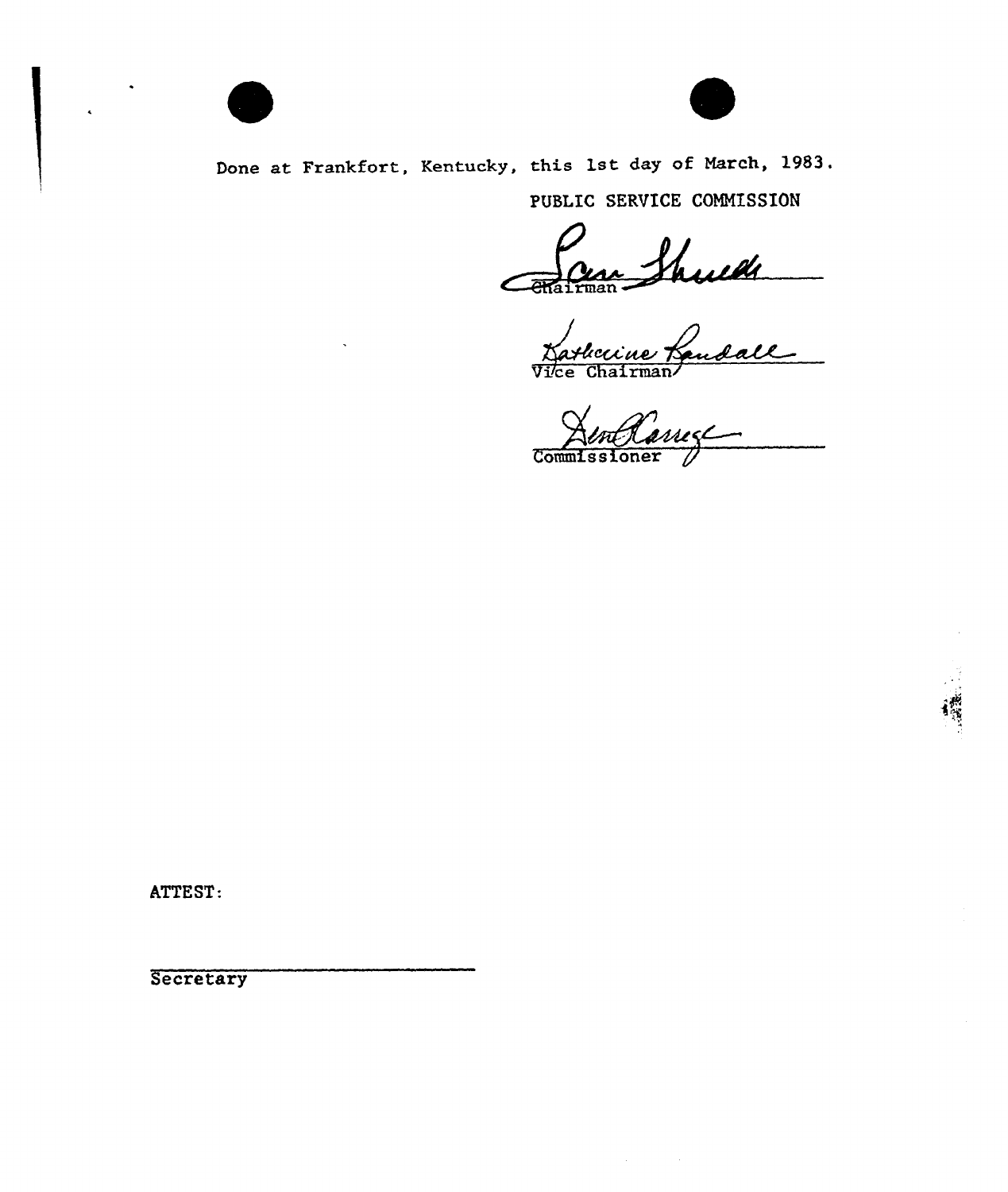Done at Frankfort, Kentucky, this 1st day of March, 1983.

PUBLIC SERVICE COMMISSION

Chairman

Vice Chairman

Commissioner

ATTEST:

Secretary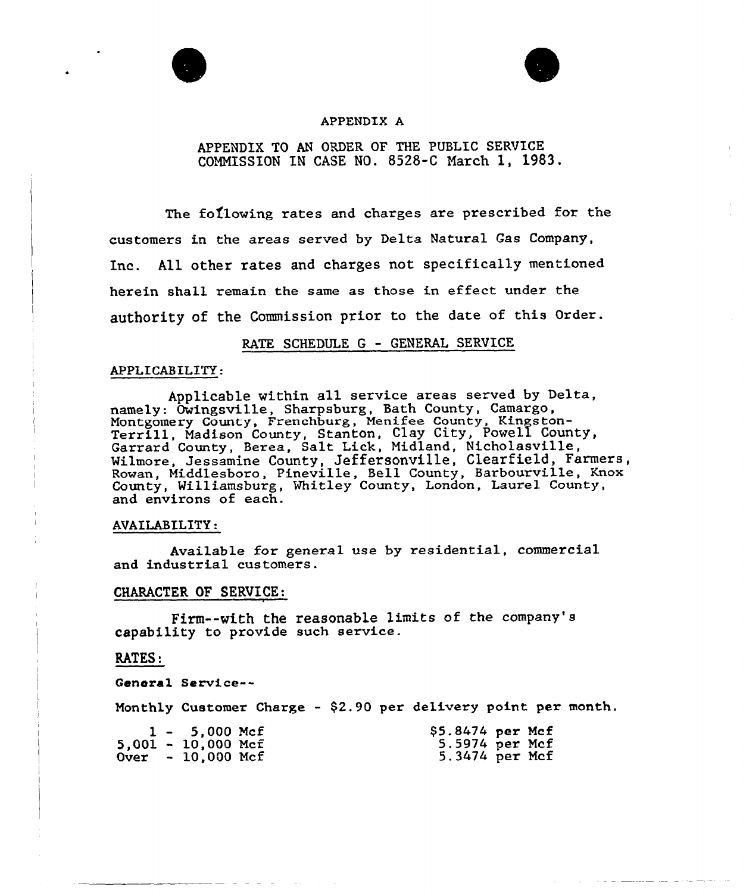APPENDIX A

APPENDIX TO AN ORDER OF THE PUBLIC SERVICE COMMISSION IN CASE NO. 8528-C March 1, 1983.

The following rates and charges are prescribed for the customers in the areas served by Delta Natural Gas Company, Inc. All other rates and charges not specifically mentioned herein shall remain the same as those in effect under the authority of the Commission prior to the date of this Order.

RATE SCHEDULE G - GENERAL SERVICE

APPLICABILITY:

Applicable within all service areas served by Delta, namely: Owingsville, Sharpsburg, Bath County, Camargo, Montgomery County, Frenchburg, Menifee County, Kingston-Terrill, Madison County, Stanton, Clay City, Powell County, Garrard County, Berea, Salt Lick, Midland, Nicholasville, Wilmore, Jessamine County, Jeffersonville, Clearfield, Farmers, Rowan, Middlesboro, Pineville, Bell County, Barbourville, Knox County, Williamsburg, Whitley County, London, Laurel County, and environs of each.

AVAILABILITY:

Available for general use by residential, commercial and industrial customers.

CHARACTER OF SERVICE:

Firm--with the reasonable limits of the company's capability to provide such service.

RATES:

General Service--

Monthly Customer Charge - $2.90 per delivery point per month.

| | |
|---|---|
| 1 - 5,000 Mcf | $5.8474 per Mcf |
| 5,001 - 10,000 Mcf | 5.5974 per Mcf |
| Over - 10,000 Mcf | 5.3474 per Mcf |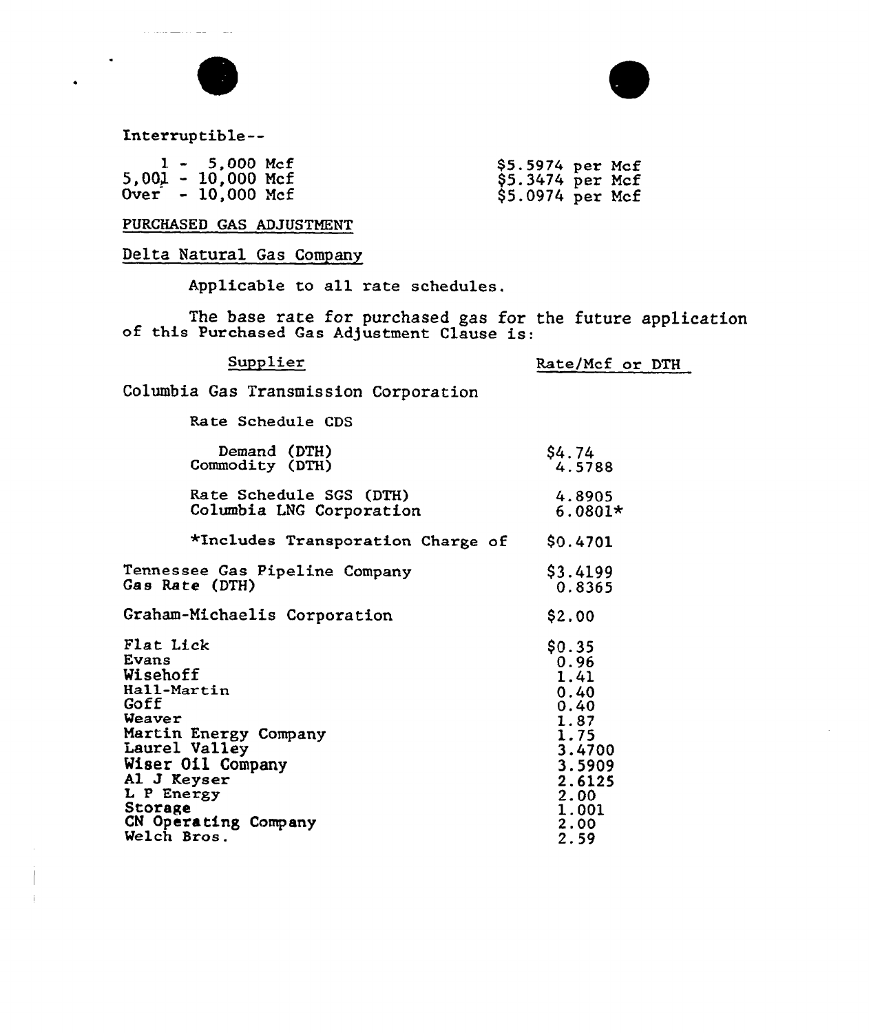Interruptible--

| | |
|---|---|
| 1 - 5,000 Mcf | $5.5974 per Mcf |
| 5,001 - 10,000 Mcf | $5.3474 per Mcf |
| Over - 10,000 Mcf | $5.0974 per Mcf |

PURCHASED GAS ADJUSTMENT

Delta Natural Gas Company

Applicable to all rate schedules.

The base rate for purchased gas for the future application of this Purchased Gas Adjustment Clause is:

| Supplier | Rate/Mcf or DTH |
|---|---|
| Columbia Gas Transmission Corporation | |
| Rate Schedule CDS | |
| Demand (DTH) | $4.74 |
| Commodity (DTH) | 4.5788 |
| Rate Schedule SGS (DTH) | 4.8905 |
| Columbia LNG Corporation | 6.0801* |
| *Includes Transporation Charge of | $0.4701 |
| Tennessee Gas Pipeline Company | $3.4199 |
| Gas Rate (DTH) | 0.8365 |
| Graham-Michaelis Corporation | $2.00 |
| Flat Lick | $0.35 |
| Evans | 0.96 |
| Wisehoff | 1.41 |
| Hall-Martin | 0.40 |
| Goff | 0.40 |
| Weaver | 1.87 |
| Martin Energy Company | 1.75 |
| Laurel Valley | 3.4700 |
| Wiser Oil Company | 3.5909 |
| Al J Keyser | 2.6125 |
| L P Energy | 2.00 |
| Storage | 1.001 |
| CN Operating Company | 2.00 |
| Welch Bros. | 2.59 |